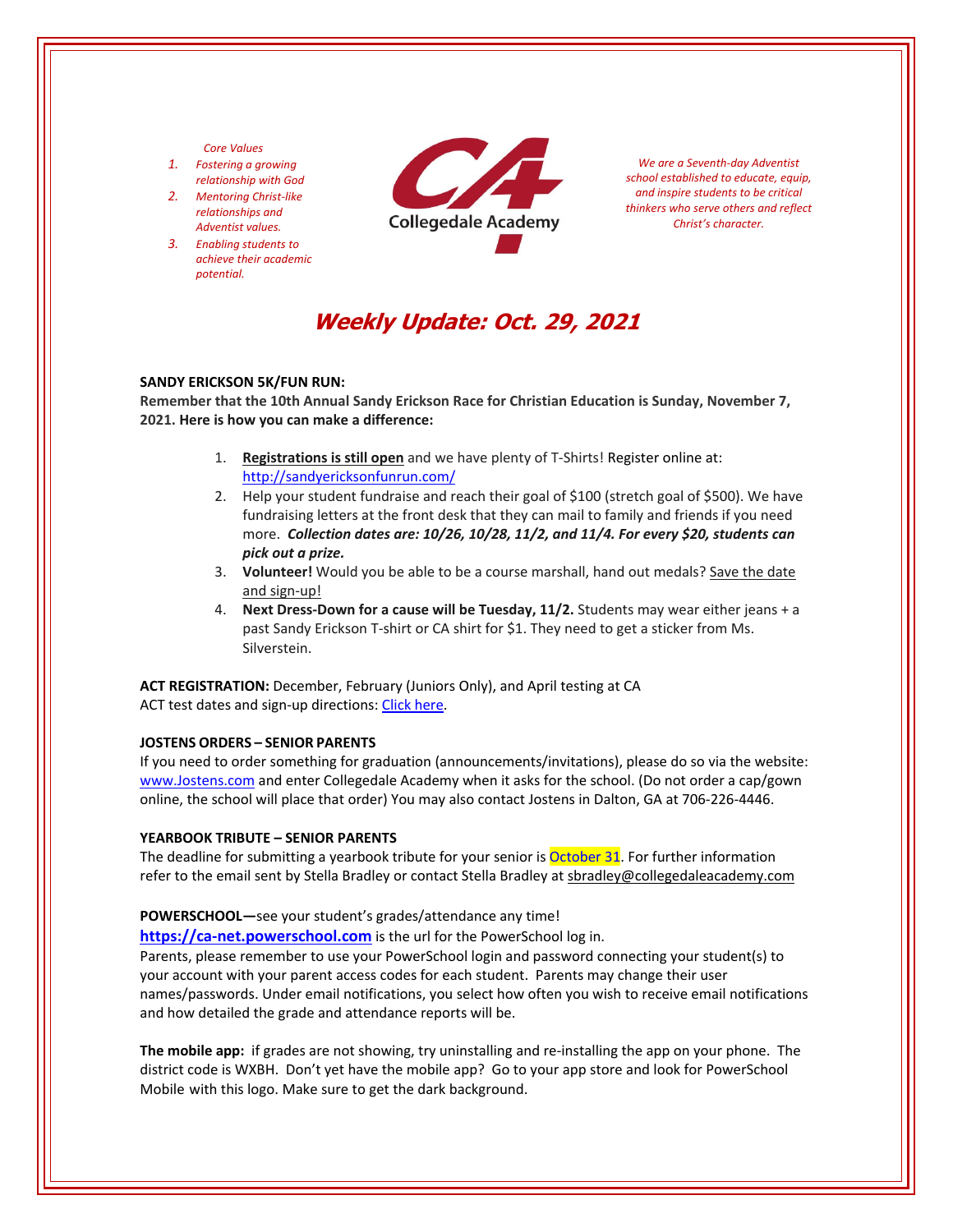*Core Values*

1. *Fostering a growing relationship with God*
2. *Mentoring Christ-like relationships and Adventist values.*
3. *Enabling students to achieve their academic potential.*

Collegedale Academy

*We are a Seventh-day Adventist school established to educate, equip, and inspire students to be critical thinkers who serve others and reflect Christ's character.*

# Weekly Update: Oct. 29, 2021

**SANDY ERICKSON 5K/FUN RUN:**

**Remember that the 10th Annual Sandy Erickson Race for Christian Education is Sunday, November 7, 2021. Here is how you can make a difference:**

1. **Registrations is still open** and we have plenty of T-Shirts! Register online at: http://sandyericksonfunrun.com/
2. Help your student fundraise and reach their goal of $100 (stretch goal of $500). We have fundraising letters at the front desk that they can mail to family and friends if you need more. ***Collection dates are: 10/26, 10/28, 11/2, and 11/4. For every $20, students can pick out a prize.***
3. **Volunteer!** Would you be able to be a course marshall, hand out medals? Save the date and sign-up!
4. **Next Dress-Down for a cause will be Tuesday, 11/2.** Students may wear either jeans + a past Sandy Erickson T-shirt or CA shirt for $1. They need to get a sticker from Ms. Silverstein.

**ACT REGISTRATION:** December, February (Juniors Only), and April testing at CA
ACT test dates and sign-up directions: Click here.

**JOSTENS ORDERS – SENIOR PARENTS**

If you need to order something for graduation (announcements/invitations), please do so via the website: www.Jostens.com and enter Collegedale Academy when it asks for the school. (Do not order a cap/gown online, the school will place that order) You may also contact Jostens in Dalton, GA at 706-226-4446.

**YEARBOOK TRIBUTE – SENIOR PARENTS**

The deadline for submitting a yearbook tribute for your senior is October 31. For further information refer to the email sent by Stella Bradley or contact Stella Bradley at sbradley@collegedaleacademy.com

**POWERSCHOOL—**see your student's grades/attendance any time!

**https://ca-net.powerschool.com** is the url for the PowerSchool log in.

Parents, please remember to use your PowerSchool login and password connecting your student(s) to your account with your parent access codes for each student. Parents may change their user names/passwords. Under email notifications, you select how often you wish to receive email notifications and how detailed the grade and attendance reports will be.

**The mobile app:** if grades are not showing, try uninstalling and re-installing the app on your phone. The district code is WXBH. Don't yet have the mobile app? Go to your app store and look for PowerSchool Mobile with this logo. Make sure to get the dark background.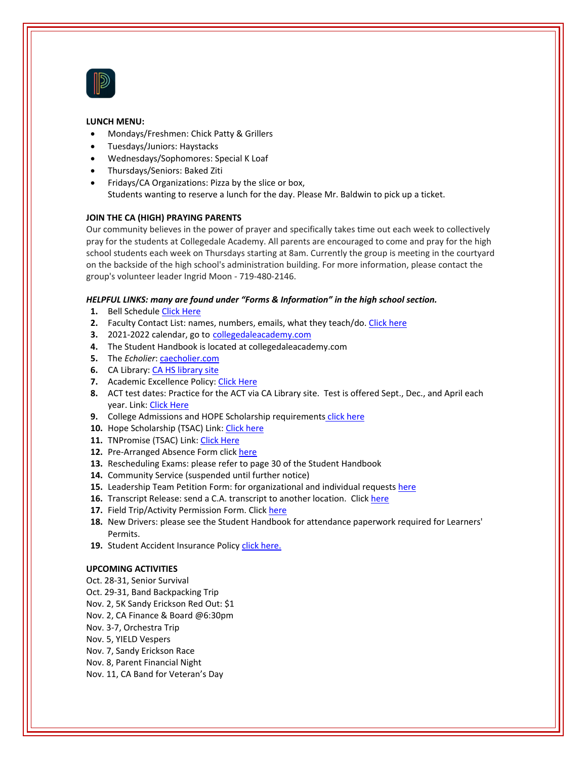**LUNCH MENU:**

- Mondays/Freshmen: Chick Patty & Grillers
- Tuesdays/Juniors: Haystacks
- Wednesdays/Sophomores: Special K Loaf
- Thursdays/Seniors: Baked Ziti
- Fridays/CA Organizations: Pizza by the slice or box,
  Students wanting to reserve a lunch for the day. Please Mr. Baldwin to pick up a ticket.

**JOIN THE CA (HIGH) PRAYING PARENTS**

Our community believes in the power of prayer and specifically takes time out each week to collectively pray for the students at Collegedale Academy. All parents are encouraged to come and pray for the high school students each week on Thursdays starting at 8am. Currently the group is meeting in the courtyard on the backside of the high school's administration building. For more information, please contact the group's volunteer leader Ingrid Moon - 719-480-2146.

***HELPFUL LINKS: many are found under "Forms & Information" in the high school section.***

1. Bell Schedule Click Here
2. Faculty Contact List: names, numbers, emails, what they teach/do. Click here
3. 2021-2022 calendar, go to collegedaleacademy.com
4. The Student Handbook is located at collegedaleacademy.com
5. The *Echolier*: caecholier.com
6. CA Library: CA HS library site
7. Academic Excellence Policy: Click Here
8. ACT test dates: Practice for the ACT via CA Library site. Test is offered Sept., Dec., and April each year. Link: Click Here
9. College Admissions and HOPE Scholarship requirements click here
10. Hope Scholarship (TSAC) Link: Click here
11. TNPromise (TSAC) Link: Click Here
12. Pre-Arranged Absence Form click here
13. Rescheduling Exams: please refer to page 30 of the Student Handbook
14. Community Service (suspended until further notice)
15. Leadership Team Petition Form: for organizational and individual requests here
16. Transcript Release: send a C.A. transcript to another location. Click here
17. Field Trip/Activity Permission Form. Click here
18. New Drivers: please see the Student Handbook for attendance paperwork required for Learners' Permits.
19. Student Accident Insurance Policy click here.

**UPCOMING ACTIVITIES**

Oct. 28-31, Senior Survival
Oct. 29-31, Band Backpacking Trip
Nov. 2, 5K Sandy Erickson Red Out: $1
Nov. 2, CA Finance & Board @6:30pm
Nov. 3-7, Orchestra Trip
Nov. 5, YIELD Vespers
Nov. 7, Sandy Erickson Race
Nov. 8, Parent Financial Night
Nov. 11, CA Band for Veteran's Day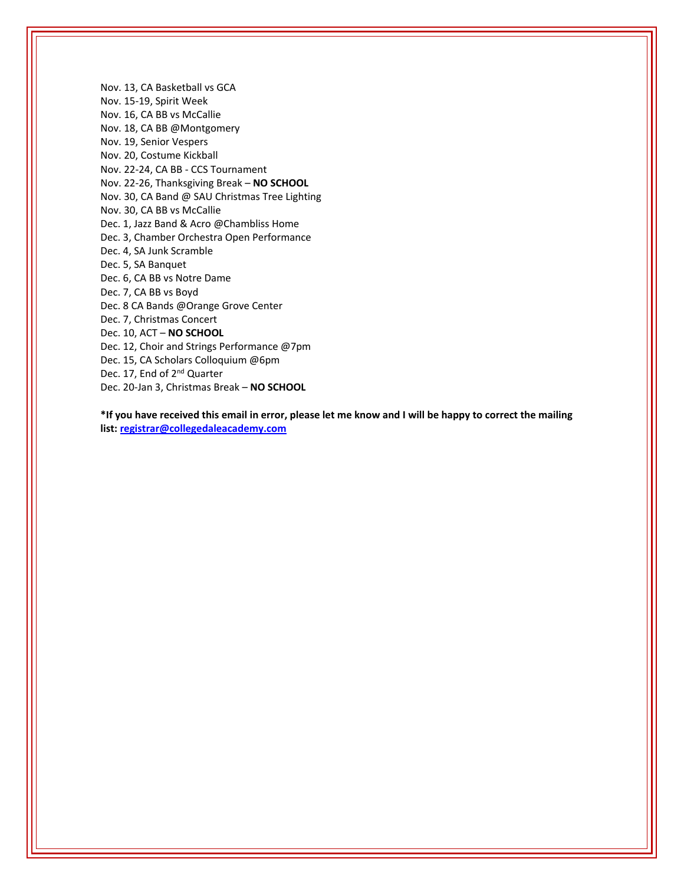Nov. 13, CA Basketball vs GCA
Nov. 15-19, Spirit Week
Nov. 16, CA BB vs McCallie
Nov. 18, CA BB @Montgomery
Nov. 19, Senior Vespers
Nov. 20, Costume Kickball
Nov. 22-24, CA BB - CCS Tournament
Nov. 22-26, Thanksgiving Break – **NO SCHOOL**
Nov. 30, CA Band @ SAU Christmas Tree Lighting
Nov. 30, CA BB vs McCallie
Dec. 1, Jazz Band & Acro @Chambliss Home
Dec. 3, Chamber Orchestra Open Performance
Dec. 4, SA Junk Scramble
Dec. 5, SA Banquet
Dec. 6, CA BB vs Notre Dame
Dec. 7, CA BB vs Boyd
Dec. 8 CA Bands @Orange Grove Center
Dec. 7, Christmas Concert
Dec. 10, ACT – **NO SCHOOL**
Dec. 12, Choir and Strings Performance @7pm
Dec. 15, CA Scholars Colloquium @6pm
Dec. 17, End of 2nd Quarter
Dec. 20-Jan 3, Christmas Break – **NO SCHOOL**

***If you have received this email in error, please let me know and I will be happy to correct the mailing list: [registrar@collegedaleacademy.com](mailto:registrar@collegedaleacademy.com)**